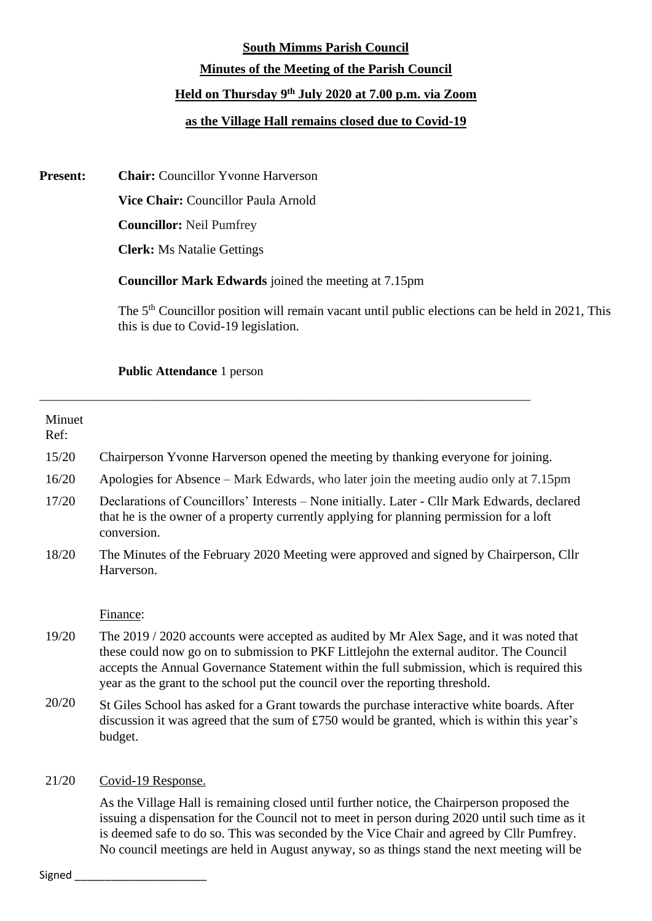**South Mimms Parish Council**

**Minutes of the Meeting of the Parish Council**

**Held on Thursday 9th July 2020 at 7.00 p.m. via Zoom**

**as the Village Hall remains closed due to Covid-19**

**Present:** **Chair:** Councillor Yvonne Harverson

**Vice Chair:** Councillor Paula Arnold

**Councillor:** Neil Pumfrey

**Clerk:** Ms Natalie Gettings

**Councillor Mark Edwards** joined the meeting at 7.15pm

The 5th Councillor position will remain vacant until public elections can be held in 2021, This this is due to Covid-19 legislation.

**Public Attendance** 1 person

---

| Minuet Ref: | |
|---|---|
| 15/20 | Chairperson Yvonne Harverson opened the meeting by thanking everyone for joining. |
| 16/20 | Apologies for Absence – Mark Edwards, who later join the meeting audio only at 7.15pm |
| 17/20 | Declarations of Councillors' Interests – None initially. Later - Cllr Mark Edwards, declared that he is the owner of a property currently applying for planning permission for a loft conversion. |
| 18/20 | The Minutes of the February 2020 Meeting were approved and signed by Chairperson, Cllr Harverson. |
| | Finance: |
| 19/20 | The 2019 / 2020 accounts were accepted as audited by Mr Alex Sage, and it was noted that these could now go on to submission to PKF Littlejohn the external auditor. The Council accepts the Annual Governance Statement within the full submission, which is required this year as the grant to the school put the council over the reporting threshold. |
| 20/20 | St Giles School has asked for a Grant towards the purchase interactive white boards. After discussion it was agreed that the sum of £750 would be granted, which is within this year's budget. |
| 21/20 | Covid-19 Response. |
| | As the Village Hall is remaining closed until further notice, the Chairperson proposed the issuing a dispensation for the Council not to meet in person during 2020 until such time as it is deemed safe to do so. This was seconded by the Vice Chair and agreed by Cllr Pumfrey. No council meetings are held in August anyway, so as things stand the next meeting will be |

Signed ______________________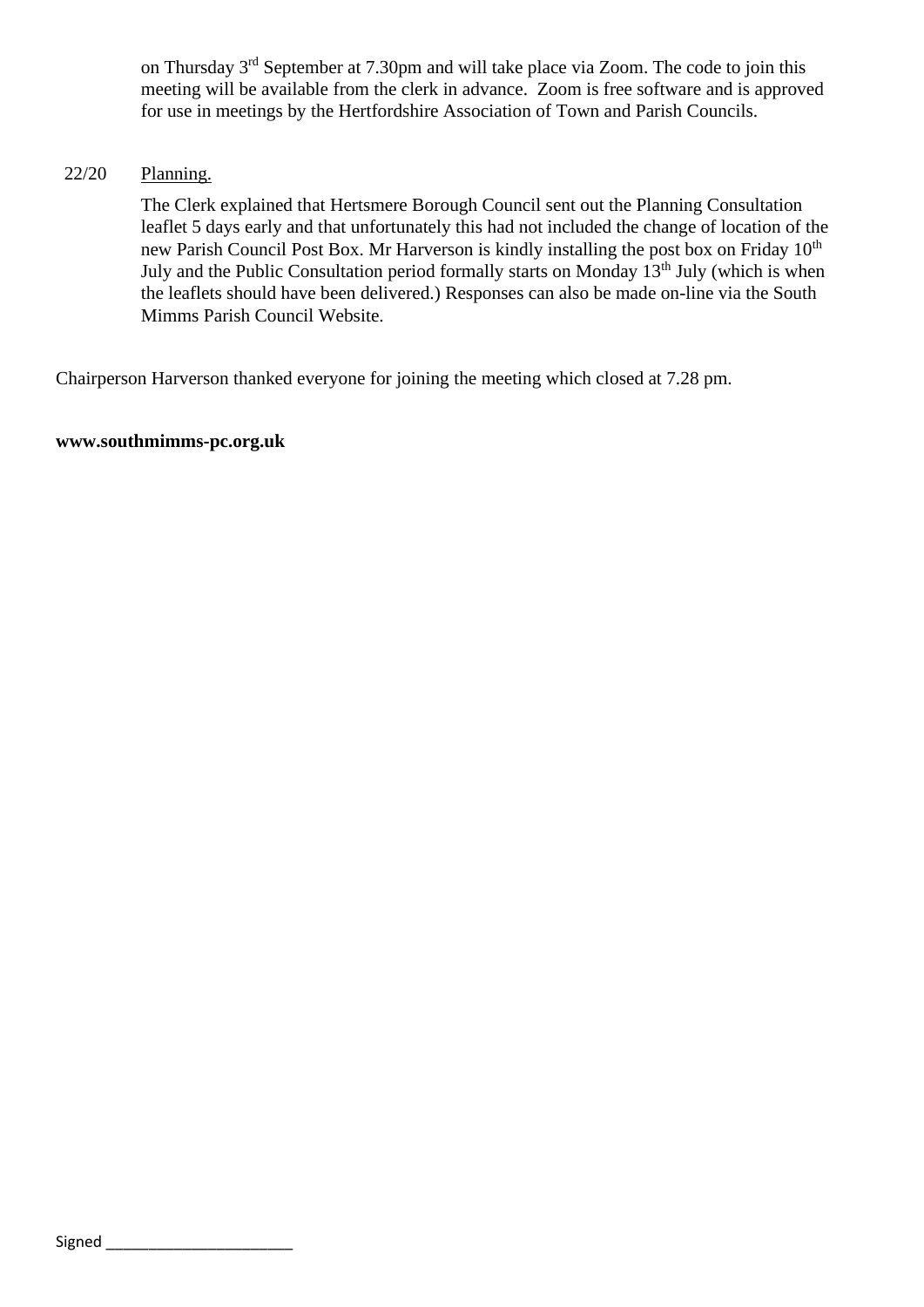on Thursday 3rd September at 7.30pm and will take place via Zoom. The code to join this meeting will be available from the clerk in advance. Zoom is free software and is approved for use in meetings by the Hertfordshire Association of Town and Parish Councils.

22/20 Planning.

The Clerk explained that Hertsmere Borough Council sent out the Planning Consultation leaflet 5 days early and that unfortunately this had not included the change of location of the new Parish Council Post Box. Mr Harverson is kindly installing the post box on Friday 10th July and the Public Consultation period formally starts on Monday 13th July (which is when the leaflets should have been delivered.) Responses can also be made on-line via the South Mimms Parish Council Website.

Chairperson Harverson thanked everyone for joining the meeting which closed at 7.28 pm.

**www.southmimms-pc.org.uk**

Signed ______________________